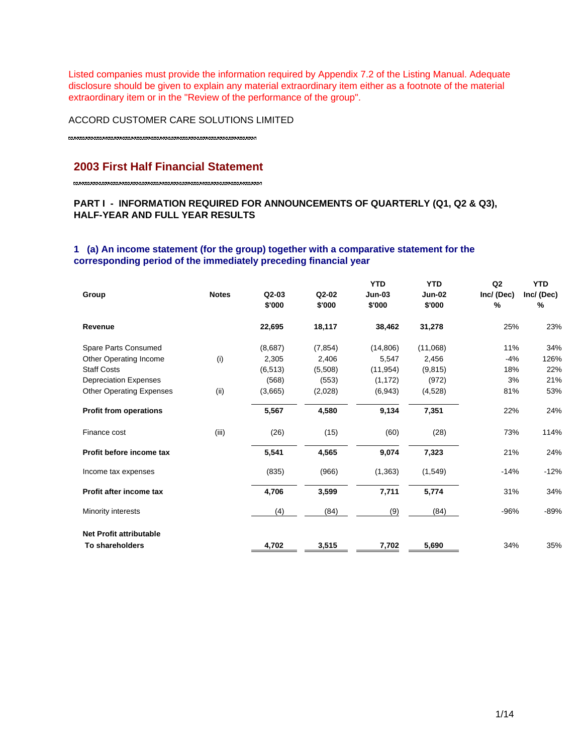Listed companies must provide the information required by Appendix 7.2 of the Listing Manual. Adequate disclosure should be given to explain any material extraordinary item either as a footnote of the material extraordinary item or in the "Review of the performance of the group".

ACCORD CUSTOMER CARE SOLUTIONS LIMITED

## 2003 First Half Financial Statement

### PART I - INFORMATION REQUIRED FOR ANNOUNCEMENTS OF QUARTERLY (Q1, Q2 & Q3), HALF-YEAR AND FULL YEAR RESULTS

### 1 (a) An income statement (for the group) together with a comparative statement for the corresponding period of the immediately preceding financial year

| Group | Notes | Q2-03 $'000 | Q2-02 $'000 | YTD Jun-03 $'000 | YTD Jun-02 $'000 | Q2 Inc/ (Dec) % | YTD Inc/ (Dec) % |
|---|---|---|---|---|---|---|---|
| **Revenue** | | **22,695** | **18,117** | **38,462** | **31,278** | 25% | 23% |
| Spare Parts Consumed | | (8,687) | (7,854) | (14,806) | (11,068) | 11% | 34% |
| Other Operating Income | (i) | 2,305 | 2,406 | 5,547 | 2,456 | -4% | 126% |
| Staff Costs | | (6,513) | (5,508) | (11,954) | (9,815) | 18% | 22% |
| Depreciation Expenses | | (568) | (553) | (1,172) | (972) | 3% | 21% |
| Other Operating Expenses | (ii) | (3,665) | (2,028) | (6,943) | (4,528) | 81% | 53% |
| **Profit from operations** | | **5,567** | **4,580** | **9,134** | **7,351** | 22% | 24% |
| Finance cost | (iii) | (26) | (15) | (60) | (28) | 73% | 114% |
| **Profit before income tax** | | **5,541** | **4,565** | **9,074** | **7,323** | 21% | 24% |
| Income tax expenses | | (835) | (966) | (1,363) | (1,549) | -14% | -12% |
| **Profit after income tax** | | **4,706** | **3,599** | **7,711** | **5,774** | 31% | 34% |
| Minority interests | | (4) | (84) | (9) | (84) | -96% | -89% |
| **Net Profit attributable To shareholders** | | **4,702** | **3,515** | **7,702** | **5,690** | 34% | 35% |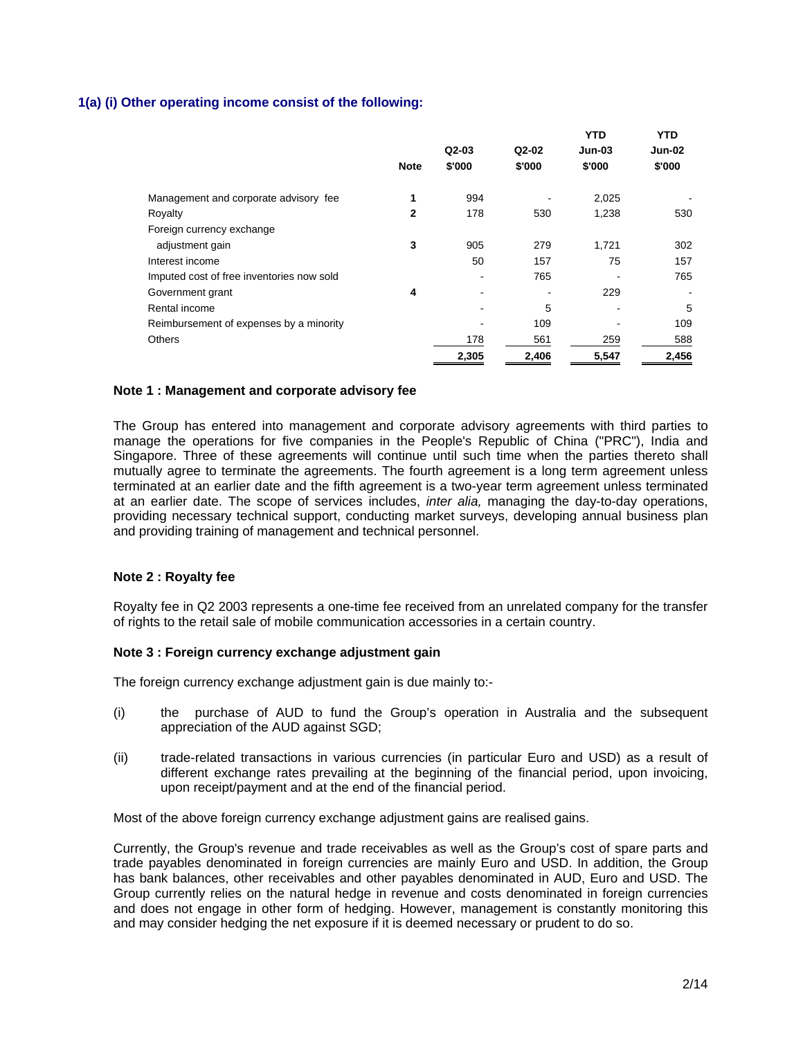## 1(a) (i) Other operating income consist of the following:

| | Note | Q2-03 $'000 | Q2-02 $'000 | YTD Jun-03 $'000 | YTD Jun-02 $'000 |
|---|---|---|---|---|---|
| Management and corporate advisory fee | 1 | 994 | - | 2,025 | - |
| Royalty | 2 | 178 | 530 | 1,238 | 530 |
| Foreign currency exchange adjustment gain | 3 | 905 | 279 | 1,721 | 302 |
| Interest income | | 50 | 157 | 75 | 157 |
| Imputed cost of free inventories now sold | | - | 765 | - | 765 |
| Government grant | 4 | - | - | 229 | - |
| Rental income | | - | 5 | - | 5 |
| Reimbursement of expenses by a minority | | - | 109 | - | 109 |
| Others | | 178 | 561 | 259 | 588 |
| | | **2,305** | **2,406** | **5,547** | **2,456** |

### Note 1 : Management and corporate advisory fee

The Group has entered into management and corporate advisory agreements with third parties to manage the operations for five companies in the People's Republic of China ("PRC"), India and Singapore. Three of these agreements will continue until such time when the parties thereto shall mutually agree to terminate the agreements. The fourth agreement is a long term agreement unless terminated at an earlier date and the fifth agreement is a two-year term agreement unless terminated at an earlier date. The scope of services includes, *inter alia,* managing the day-to-day operations, providing necessary technical support, conducting market surveys, developing annual business plan and providing training of management and technical personnel.

### Note 2 : Royalty fee

Royalty fee in Q2 2003 represents a one-time fee received from an unrelated company for the transfer of rights to the retail sale of mobile communication accessories in a certain country.

### Note 3 : Foreign currency exchange adjustment gain

The foreign currency exchange adjustment gain is due mainly to:-

(i) the purchase of AUD to fund the Group's operation in Australia and the subsequent appreciation of the AUD against SGD;

(ii) trade-related transactions in various currencies (in particular Euro and USD) as a result of different exchange rates prevailing at the beginning of the financial period, upon invoicing, upon receipt/payment and at the end of the financial period.

Most of the above foreign currency exchange adjustment gains are realised gains.

Currently, the Group's revenue and trade receivables as well as the Group's cost of spare parts and trade payables denominated in foreign currencies are mainly Euro and USD. In addition, the Group has bank balances, other receivables and other payables denominated in AUD, Euro and USD. The Group currently relies on the natural hedge in revenue and costs denominated in foreign currencies and does not engage in other form of hedging. However, management is constantly monitoring this and may consider hedging the net exposure if it is deemed necessary or prudent to do so.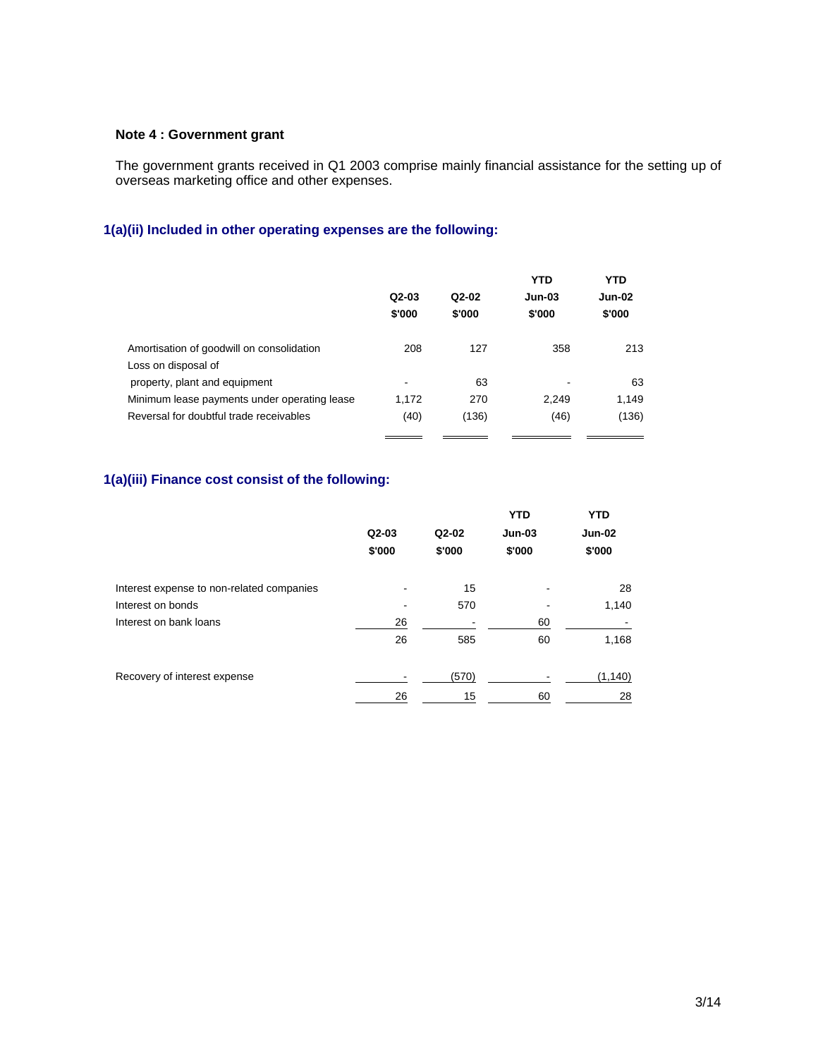**Note 4 : Government grant**

The government grants received in Q1 2003 comprise mainly financial assistance for the setting up of overseas marketing office and other expenses.

## 1(a)(ii) Included in other operating expenses are the following:

| | Q2-03<br>$'000 | Q2-02<br>$'000 | YTD<br>Jun-03<br>$'000 | YTD<br>Jun-02<br>$'000 |
|---|---|---|---|---|
| Amortisation of goodwill on consolidation | 208 | 127 | 358 | 213 |
| Loss on disposal of property, plant and equipment | - | 63 | - | 63 |
| Minimum lease payments under operating lease | 1,172 | 270 | 2,249 | 1,149 |
| Reversal for doubtful trade receivables | (40) | (136) | (46) | (136) |

## 1(a)(iii) Finance cost consist of the following:

| | Q2-03<br>$'000 | Q2-02<br>$'000 | YTD<br>Jun-03<br>$'000 | YTD<br>Jun-02<br>$'000 |
|---|---|---|---|---|
| Interest expense to non-related companies | - | 15 | - | 28 |
| Interest on bonds | - | 570 | - | 1,140 |
| Interest on bank loans | 26 | - | 60 | - |
| | 26 | 585 | 60 | 1,168 |
| Recovery of interest expense | - | (570) | - | (1,140) |
| | 26 | 15 | 60 | 28 |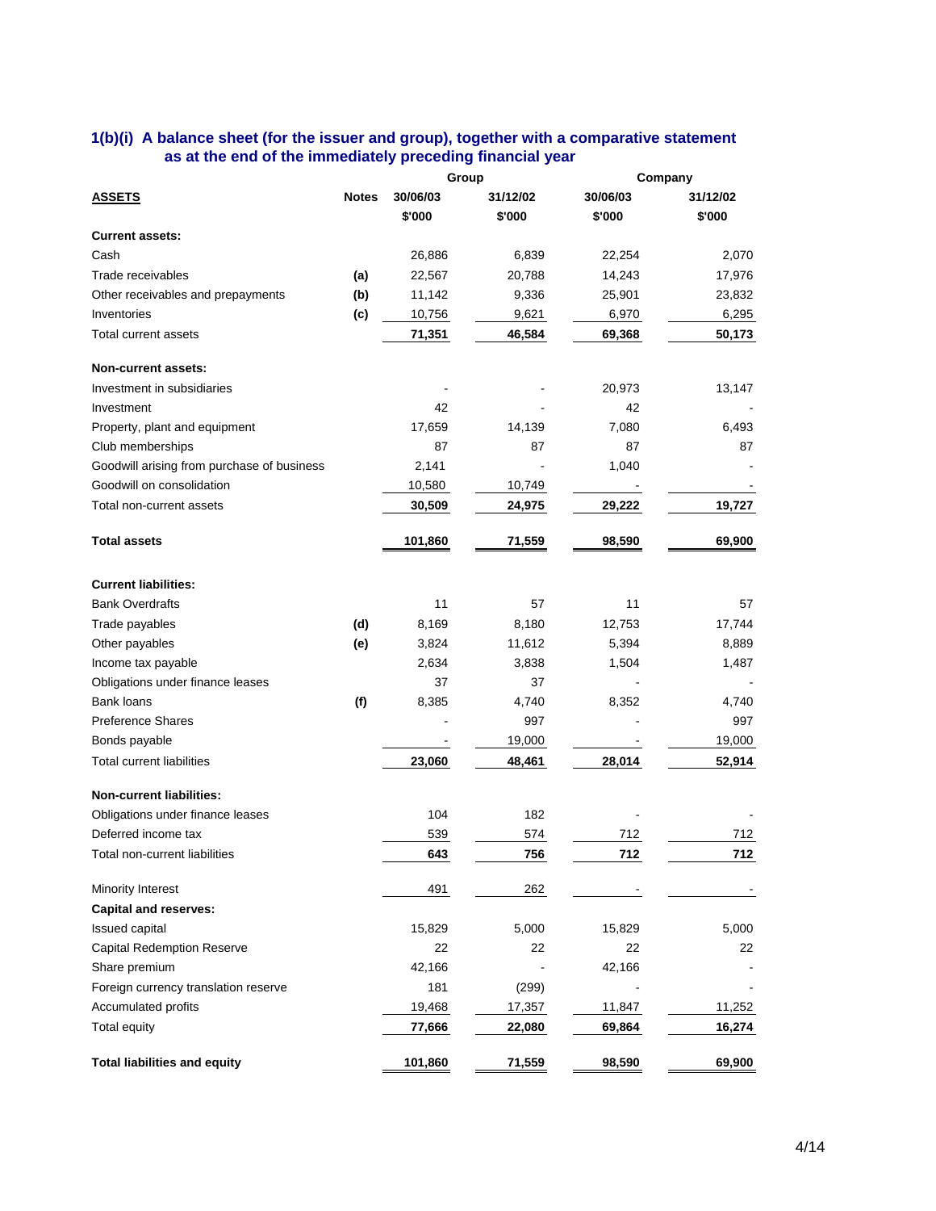### 1(b)(i) A balance sheet (for the issuer and group), together with a comparative statement as at the end of the immediately preceding financial year

| | | Group | | Company | |
|---|---|---|---|---|---|
| **ASSETS** | **Notes** | **30/06/03** | **31/12/02** | **30/06/03** | **31/12/02** |
| | | **$'000** | **$'000** | **$'000** | **$'000** |
| **Current assets:** | | | | | |
| Cash | | 26,886 | 6,839 | 22,254 | 2,070 |
| Trade receivables | **(a)** | 22,567 | 20,788 | 14,243 | 17,976 |
| Other receivables and prepayments | **(b)** | 11,142 | 9,336 | 25,901 | 23,832 |
| Inventories | **(c)** | 10,756 | 9,621 | 6,970 | 6,295 |
| Total current assets | | **71,351** | **46,584** | **69,368** | **50,173** |
| **Non-current assets:** | | | | | |
| Investment in subsidiaries | | - | - | 20,973 | 13,147 |
| Investment | | 42 | - | 42 | - |
| Property, plant and equipment | | 17,659 | 14,139 | 7,080 | 6,493 |
| Club memberships | | 87 | 87 | 87 | 87 |
| Goodwill arising from purchase of business | | 2,141 | - | 1,040 | - |
| Goodwill on consolidation | | 10,580 | 10,749 | - | - |
| Total non-current assets | | **30,509** | **24,975** | **29,222** | **19,727** |
| **Total assets** | | **101,860** | **71,559** | **98,590** | **69,900** |
| **Current liabilities:** | | | | | |
| Bank Overdrafts | | 11 | 57 | 11 | 57 |
| Trade payables | **(d)** | 8,169 | 8,180 | 12,753 | 17,744 |
| Other payables | **(e)** | 3,824 | 11,612 | 5,394 | 8,889 |
| Income tax payable | | 2,634 | 3,838 | 1,504 | 1,487 |
| Obligations under finance leases | | 37 | 37 | - | - |
| Bank loans | **(f)** | 8,385 | 4,740 | 8,352 | 4,740 |
| Preference Shares | | - | 997 | - | 997 |
| Bonds payable | | - | 19,000 | - | 19,000 |
| Total current liabilities | | **23,060** | **48,461** | **28,014** | **52,914** |
| **Non-current liabilities:** | | | | | |
| Obligations under finance leases | | 104 | 182 | - | - |
| Deferred income tax | | 539 | 574 | 712 | 712 |
| Total non-current liabilities | | **643** | **756** | **712** | **712** |
| Minority Interest | | 491 | 262 | - | - |
| **Capital and reserves:** | | | | | |
| Issued capital | | 15,829 | 5,000 | 15,829 | 5,000 |
| Capital Redemption Reserve | | 22 | 22 | 22 | 22 |
| Share premium | | 42,166 | - | 42,166 | - |
| Foreign currency translation reserve | | 181 | (299) | - | - |
| Accumulated profits | | 19,468 | 17,357 | 11,847 | 11,252 |
| Total equity | | **77,666** | **22,080** | **69,864** | **16,274** |
| **Total liabilities and equity** | | **101,860** | **71,559** | **98,590** | **69,900** |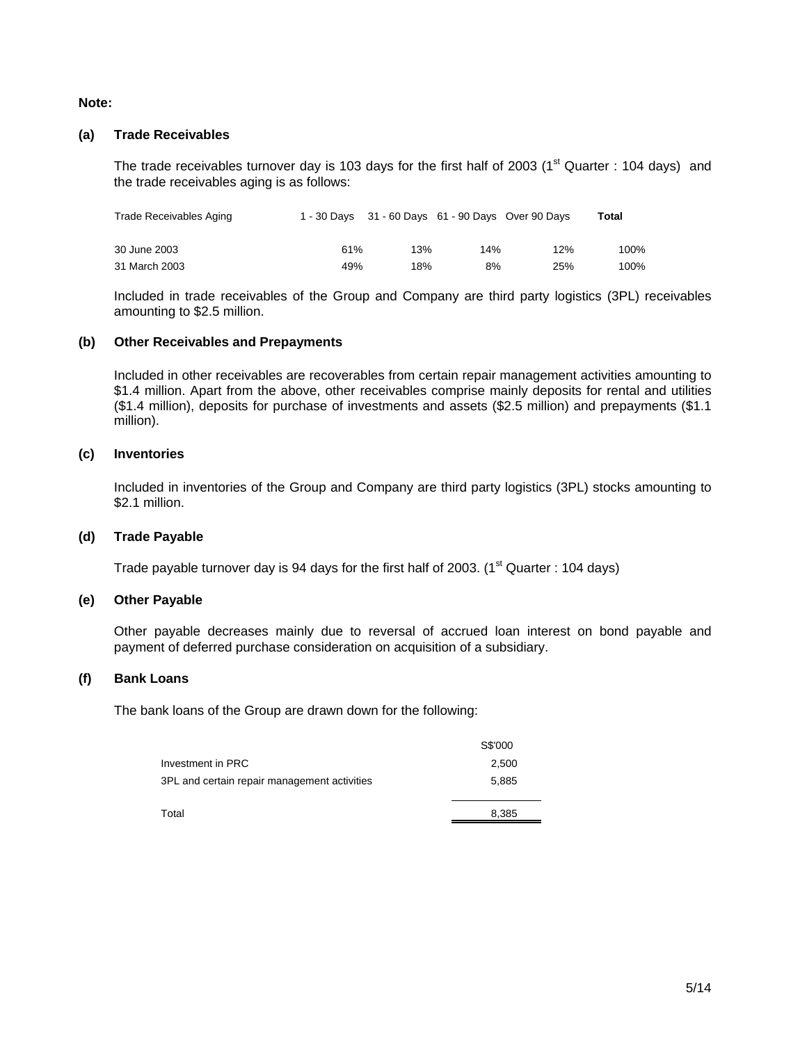**Note:**

**(a) Trade Receivables**

The trade receivables turnover day is 103 days for the first half of 2003 (1st Quarter : 104 days) and the trade receivables aging is as follows:

| Trade Receivables Aging | 1 - 30 Days | 31 - 60 Days | 61 - 90 Days | Over 90 Days | Total |
|---|---|---|---|---|---|
| 30 June 2003 | 61% | 13% | 14% | 12% | 100% |
| 31 March 2003 | 49% | 18% | 8% | 25% | 100% |

Included in trade receivables of the Group and Company are third party logistics (3PL) receivables amounting to $2.5 million.

**(b) Other Receivables and Prepayments**

Included in other receivables are recoverables from certain repair management activities amounting to $1.4 million. Apart from the above, other receivables comprise mainly deposits for rental and utilities ($1.4 million), deposits for purchase of investments and assets ($2.5 million) and prepayments ($1.1 million).

**(c) Inventories**

Included in inventories of the Group and Company are third party logistics (3PL) stocks amounting to $2.1 million.

**(d) Trade Payable**

Trade payable turnover day is 94 days for the first half of 2003. (1st Quarter : 104 days)

**(e) Other Payable**

Other payable decreases mainly due to reversal of accrued loan interest on bond payable and payment of deferred purchase consideration on acquisition of a subsidiary.

**(f) Bank Loans**

The bank loans of the Group are drawn down for the following:

| | S$'000 |
|---|---|
| Investment in PRC | 2,500 |
| 3PL and certain repair management activities | 5,885 |
| Total | 8,385 |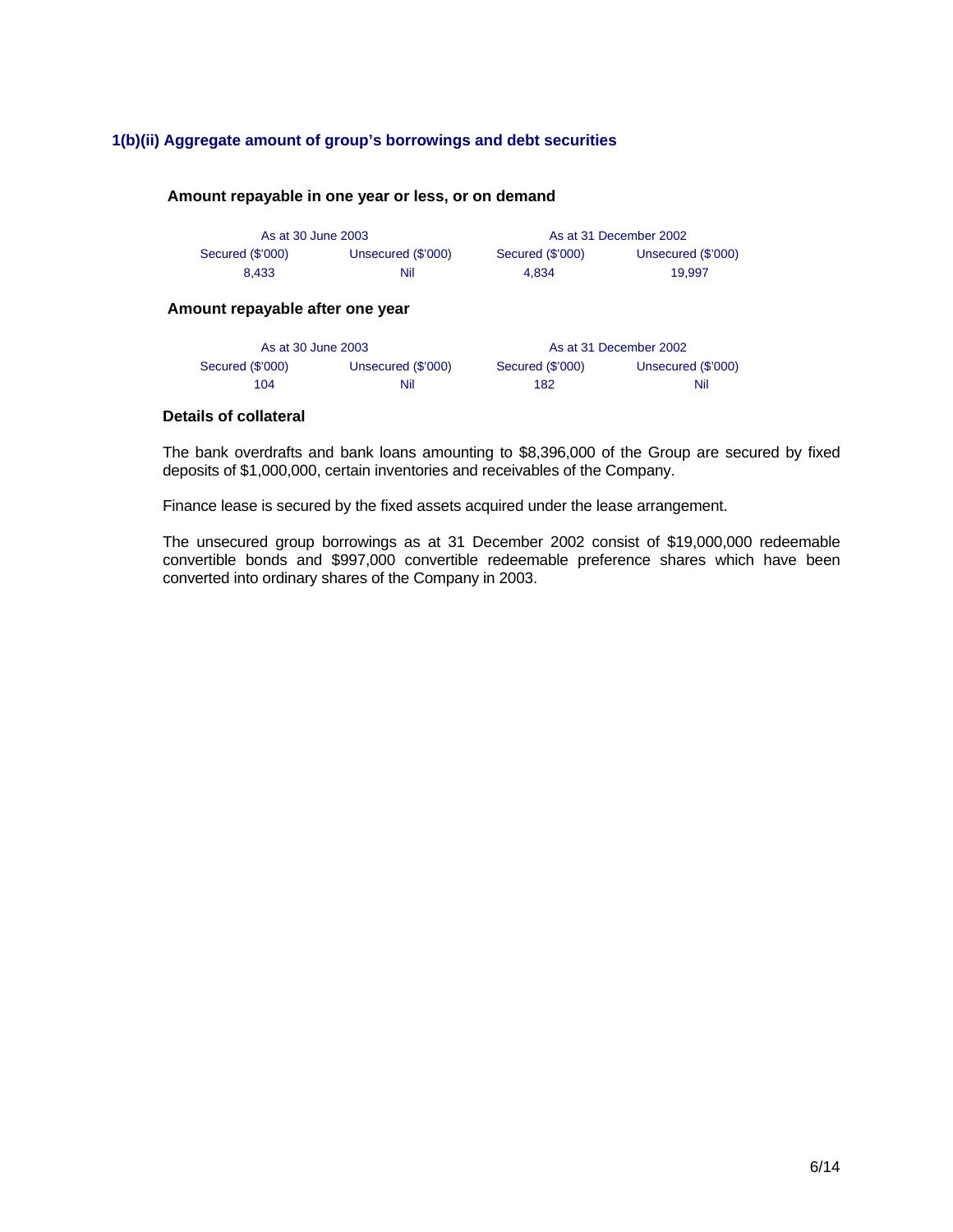## 1(b)(ii) Aggregate amount of group's borrowings and debt securities

### Amount repayable in one year or less, or on demand

| As at 30 June 2003 | | As at 31 December 2002 | |
|---|---|---|---|
| Secured ($'000) | Unsecured ($'000) | Secured ($'000) | Unsecured ($'000) |
| 8,433 | Nil | 4,834 | 19,997 |

### Amount repayable after one year

| As at 30 June 2003 | | As at 31 December 2002 | |
|---|---|---|---|
| Secured ($'000) | Unsecured ($'000) | Secured ($'000) | Unsecured ($'000) |
| 104 | Nil | 182 | Nil |

### Details of collateral

The bank overdrafts and bank loans amounting to $8,396,000 of the Group are secured by fixed deposits of $1,000,000, certain inventories and receivables of the Company.

Finance lease is secured by the fixed assets acquired under the lease arrangement.

The unsecured group borrowings as at 31 December 2002 consist of $19,000,000 redeemable convertible bonds and $997,000 convertible redeemable preference shares which have been converted into ordinary shares of the Company in 2003.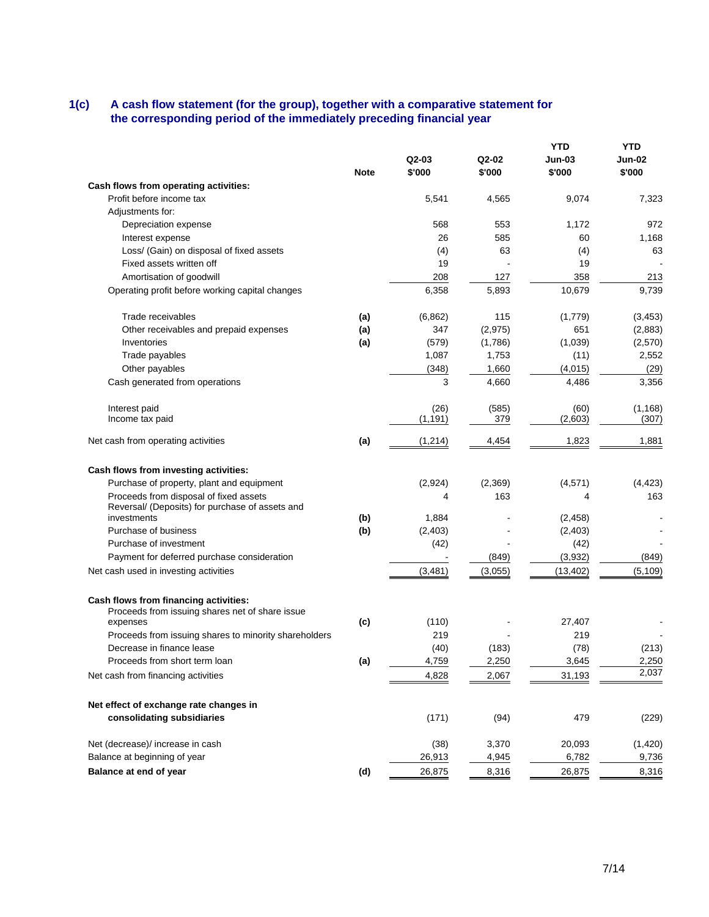## 1(c) A cash flow statement (for the group), together with a comparative statement for the corresponding period of the immediately preceding financial year

| | Note | Q2-03 $'000 | Q2-02 $'000 | YTD Jun-03 $'000 | YTD Jun-02 $'000 |
|---|---|---|---|---|---|
| **Cash flows from operating activities:** | | | | | |
| Profit before income tax | | 5,541 | 4,565 | 9,074 | 7,323 |
| Adjustments for: | | | | | |
| Depreciation expense | | 568 | 553 | 1,172 | 972 |
| Interest expense | | 26 | 585 | 60 | 1,168 |
| Loss/ (Gain) on disposal of fixed assets | | (4) | 63 | (4) | 63 |
| Fixed assets written off | | 19 | - | 19 | - |
| Amortisation of goodwill | | 208 | 127 | 358 | 213 |
| Operating profit before working capital changes | | 6,358 | 5,893 | 10,679 | 9,739 |
| Trade receivables | (a) | (6,862) | 115 | (1,779) | (3,453) |
| Other receivables and prepaid expenses | (a) | 347 | (2,975) | 651 | (2,883) |
| Inventories | (a) | (579) | (1,786) | (1,039) | (2,570) |
| Trade payables | | 1,087 | 1,753 | (11) | 2,552 |
| Other payables | | (348) | 1,660 | (4,015) | (29) |
| Cash generated from operations | | 3 | 4,660 | 4,486 | 3,356 |
| Interest paid | | (26) | (585) | (60) | (1,168) |
| Income tax paid | | (1,191) | 379 | (2,603) | (307) |
| Net cash from operating activities | (a) | (1,214) | 4,454 | 1,823 | 1,881 |
| **Cash flows from investing activities:** | | | | | |
| Purchase of property, plant and equipment | | (2,924) | (2,369) | (4,571) | (4,423) |
| Proceeds from disposal of fixed assets | | 4 | 163 | 4 | 163 |
| Reversal/ (Deposits) for purchase of assets and investments | (b) | 1,884 | - | (2,458) | - |
| Purchase of business | (b) | (2,403) | - | (2,403) | - |
| Purchase of investment | | (42) | - | (42) | - |
| Payment for deferred purchase consideration | | - | (849) | (3,932) | (849) |
| Net cash used in investing activities | | (3,481) | (3,055) | (13,402) | (5,109) |
| **Cash flows from financing activities:** | | | | | |
| Proceeds from issuing shares net of share issue expenses | (c) | (110) | - | 27,407 | - |
| Proceeds from issuing shares to minority shareholders | | 219 | - | 219 | - |
| Decrease in finance lease | | (40) | (183) | (78) | (213) |
| Proceeds from short term loan | (a) | 4,759 | 2,250 | 3,645 | 2,250 |
| Net cash from financing activities | | 4,828 | 2,067 | 31,193 | 2,037 |
| **Net effect of exchange rate changes in consolidating subsidiaries** | | (171) | (94) | 479 | (229) |
| Net (decrease)/ increase in cash | | (38) | 3,370 | 20,093 | (1,420) |
| Balance at beginning of year | | 26,913 | 4,945 | 6,782 | 9,736 |
| **Balance at end of year** | (d) | 26,875 | 8,316 | 26,875 | 8,316 |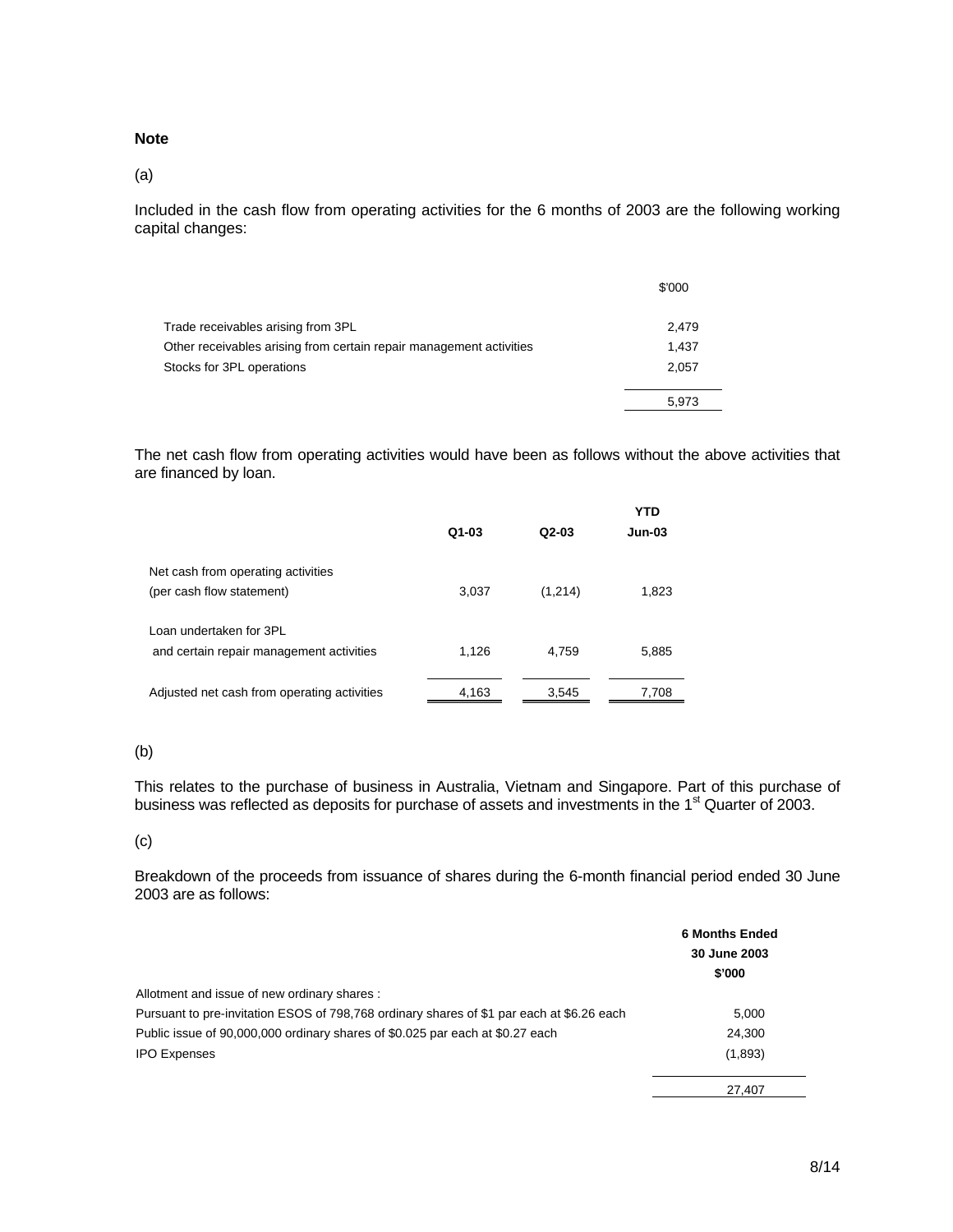**Note**

(a)

Included in the cash flow from operating activities for the 6 months of 2003 are the following working capital changes:

| | $'000 |
|---|---|
| Trade receivables arising from 3PL | 2,479 |
| Other receivables arising from certain repair management activities | 1,437 |
| Stocks for 3PL operations | 2,057 |
| | 5,973 |

The net cash flow from operating activities would have been as follows without the above activities that are financed by loan.

| | Q1-03 | Q2-03 | YTD Jun-03 |
|---|---|---|---|
| Net cash from operating activities (per cash flow statement) | 3,037 | (1,214) | 1,823 |
| Loan undertaken for 3PL and certain repair management activities | 1,126 | 4,759 | 5,885 |
| Adjusted net cash from operating activities | 4,163 | 3,545 | 7,708 |

(b)

This relates to the purchase of business in Australia, Vietnam and Singapore. Part of this purchase of business was reflected as deposits for purchase of assets and investments in the 1st Quarter of 2003.

(c)

Breakdown of the proceeds from issuance of shares during the 6-month financial period ended 30 June 2003 are as follows:

| | 6 Months Ended 30 June 2003 $'000 |
|---|---|
| Allotment and issue of new ordinary shares : | |
| Pursuant to pre-invitation ESOS of 798,768 ordinary shares of $1 par each at $6.26 each | 5,000 |
| Public issue of 90,000,000 ordinary shares of $0.025 par each at $0.27 each | 24,300 |
| IPO Expenses | (1,893) |
| | 27,407 |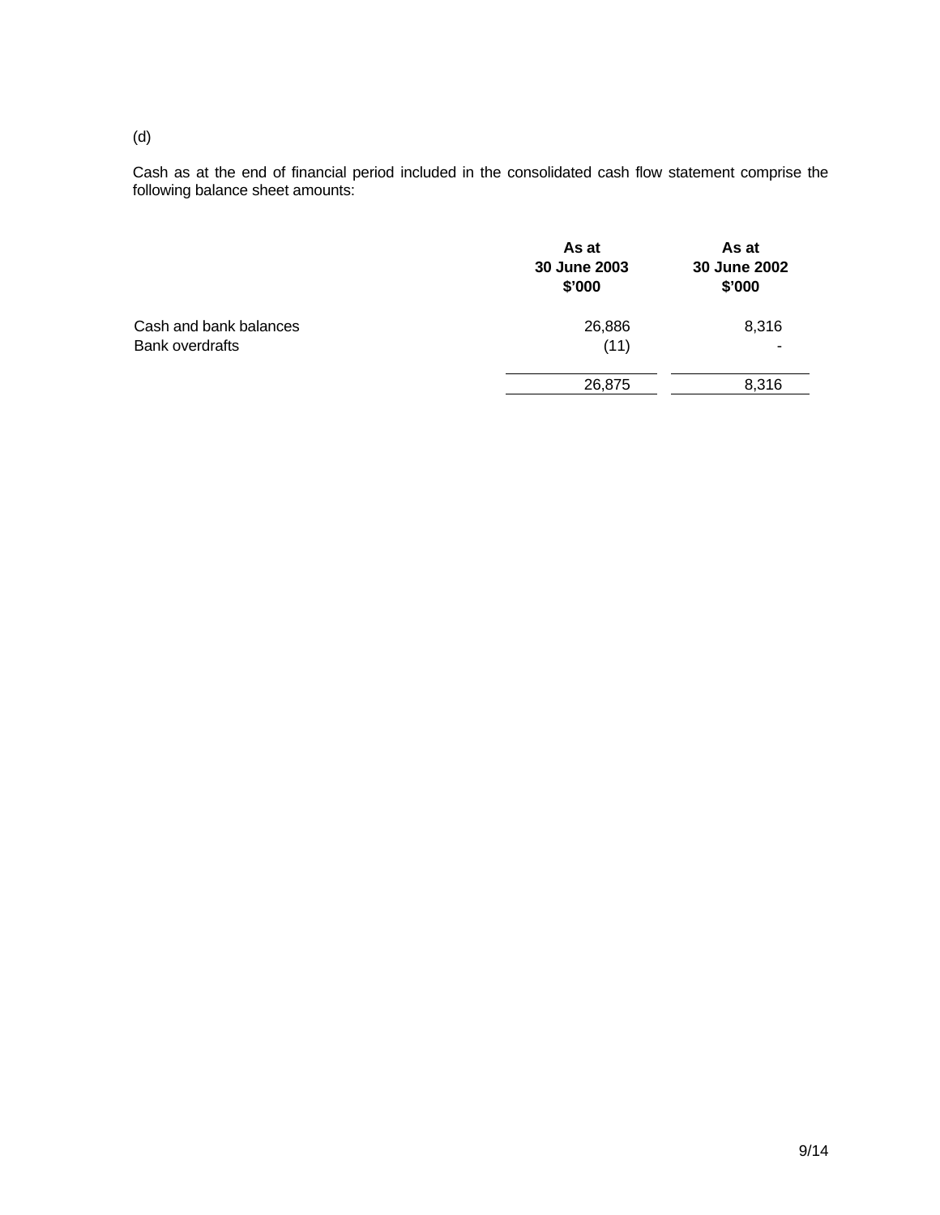(d)

Cash as at the end of financial period included in the consolidated cash flow statement comprise the following balance sheet amounts:

| | As at 30 June 2003 $'000 | As at 30 June 2002 $'000 |
|---|---|---|
| Cash and bank balances | 26,886 | 8,316 |
| Bank overdrafts | (11) | - |
| | 26,875 | 8,316 |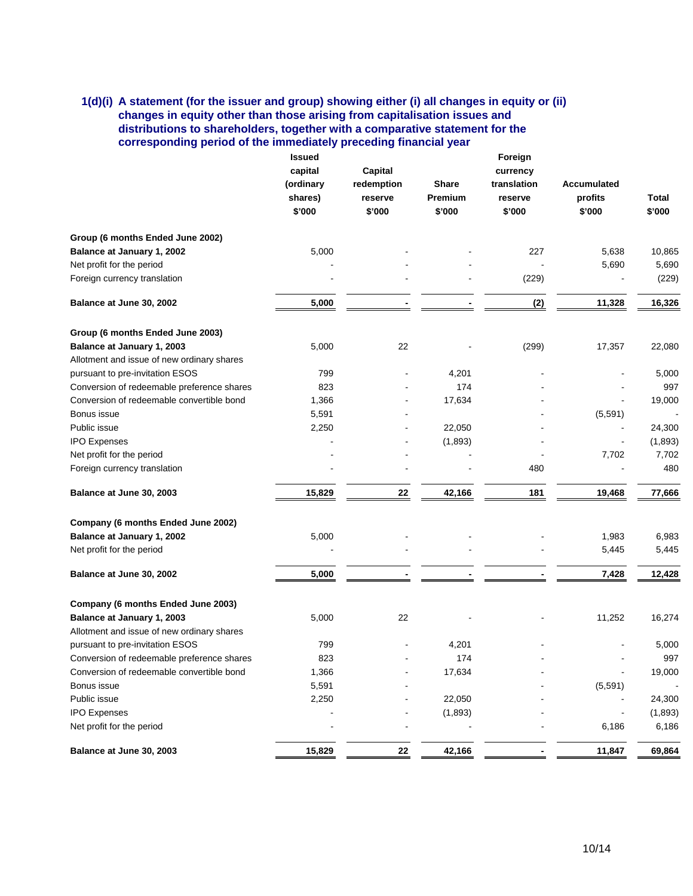### 1(d)(i) A statement (for the issuer and group) showing either (i) all changes in equity or (ii) changes in equity other than those arising from capitalisation issues and distributions to shareholders, together with a comparative statement for the corresponding period of the immediately preceding financial year

| | Issued capital (ordinary shares) $'000 | Capital redemption reserve $'000 | Share Premium $'000 | Foreign currency translation reserve $'000 | Accumulated profits $'000 | Total $'000 |
|---|---|---|---|---|---|---|
| **Group (6 months Ended June 2002)** | | | | | | |
| **Balance at January 1, 2002** | 5,000 | - | - | 227 | 5,638 | 10,865 |
| Net profit for the period | - | - | - | - | 5,690 | 5,690 |
| Foreign currency translation | - | - | - | (229) | - | (229) |
| **Balance at June 30, 2002** | **5,000** | **-** | **-** | **(2)** | **11,328** | **16,326** |
| **Group (6 months Ended June 2003)** | | | | | | |
| **Balance at January 1, 2003** | 5,000 | 22 | - | (299) | 17,357 | 22,080 |
| Allotment and issue of new ordinary shares pursuant to pre-invitation ESOS | 799 | - | 4,201 | - | - | 5,000 |
| Conversion of redeemable preference shares | 823 | - | 174 | - | - | 997 |
| Conversion of redeemable convertible bond | 1,366 | - | 17,634 | - | - | 19,000 |
| Bonus issue | 5,591 | - | | - | (5,591) | - |
| Public issue | 2,250 | - | 22,050 | - | - | 24,300 |
| IPO Expenses | - | - | (1,893) | - | - | (1,893) |
| Net profit for the period | - | - | - | - | 7,702 | 7,702 |
| Foreign currency translation | - | - | - | 480 | - | 480 |
| **Balance at June 30, 2003** | **15,829** | **22** | **42,166** | **181** | **19,468** | **77,666** |
| **Company (6 months Ended June 2002)** | | | | | | |
| **Balance at January 1, 2002** | 5,000 | - | - | - | 1,983 | 6,983 |
| Net profit for the period | - | - | - | - | 5,445 | 5,445 |
| **Balance at June 30, 2002** | **5,000** | **-** | **-** | **-** | **7,428** | **12,428** |
| **Company (6 months Ended June 2003)** | | | | | | |
| **Balance at January 1, 2003** | 5,000 | 22 | | - | 11,252 | 16,274 |
| Allotment and issue of new ordinary shares pursuant to pre-invitation ESOS | 799 | - | 4,201 | - | - | 5,000 |
| Conversion of redeemable preference shares | 823 | - | 174 | - | - | 997 |
| Conversion of redeemable convertible bond | 1,366 | - | 17,634 | - | - | 19,000 |
| Bonus issue | 5,591 | - | | - | (5,591) | - |
| Public issue | 2,250 | - | 22,050 | - | - | 24,300 |
| IPO Expenses | - | - | (1,893) | - | - | (1,893) |
| Net profit for the period | - | - | - | - | 6,186 | 6,186 |
| **Balance at June 30, 2003** | **15,829** | **22** | **42,166** | **-** | **11,847** | **69,864** |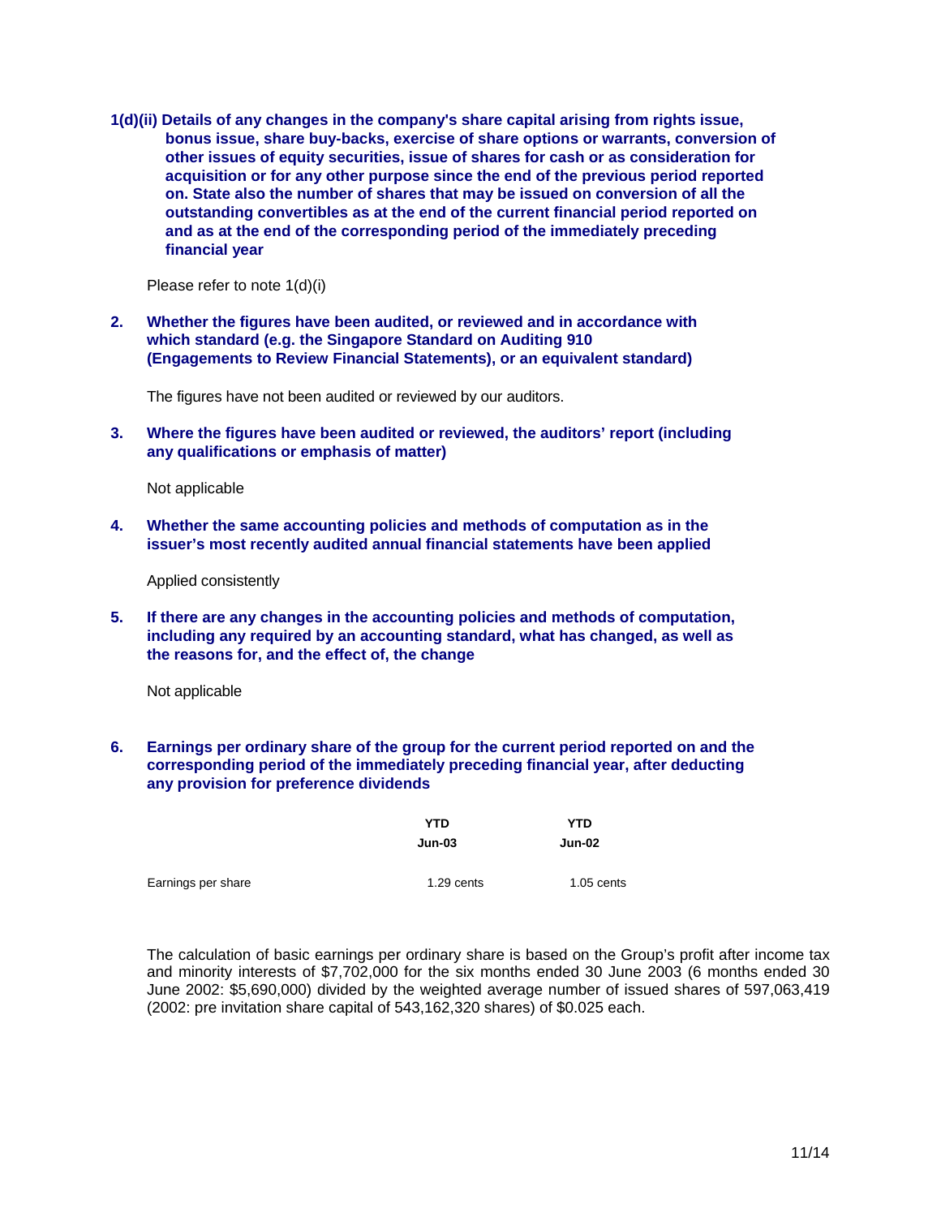**1(d)(ii) Details of any changes in the company's share capital arising from rights issue, bonus issue, share buy-backs, exercise of share options or warrants, conversion of other issues of equity securities, issue of shares for cash or as consideration for acquisition or for any other purpose since the end of the previous period reported on. State also the number of shares that may be issued on conversion of all the outstanding convertibles as at the end of the current financial period reported on and as at the end of the corresponding period of the immediately preceding financial year**

Please refer to note 1(d)(i)

**2. Whether the figures have been audited, or reviewed and in accordance with which standard (e.g. the Singapore Standard on Auditing 910 (Engagements to Review Financial Statements), or an equivalent standard)**

The figures have not been audited or reviewed by our auditors.

**3. Where the figures have been audited or reviewed, the auditors' report (including any qualifications or emphasis of matter)**

Not applicable

**4. Whether the same accounting policies and methods of computation as in the issuer's most recently audited annual financial statements have been applied**

Applied consistently

**5. If there are any changes in the accounting policies and methods of computation, including any required by an accounting standard, what has changed, as well as the reasons for, and the effect of, the change**

Not applicable

**6. Earnings per ordinary share of the group for the current period reported on and the corresponding period of the immediately preceding financial year, after deducting any provision for preference dividends**

| | YTD Jun-03 | YTD Jun-02 |
|---|---|---|
| Earnings per share | 1.29 cents | 1.05 cents |

The calculation of basic earnings per ordinary share is based on the Group's profit after income tax and minority interests of $7,702,000 for the six months ended 30 June 2003 (6 months ended 30 June 2002: $5,690,000) divided by the weighted average number of issued shares of 597,063,419 (2002: pre invitation share capital of 543,162,320 shares) of $0.025 each.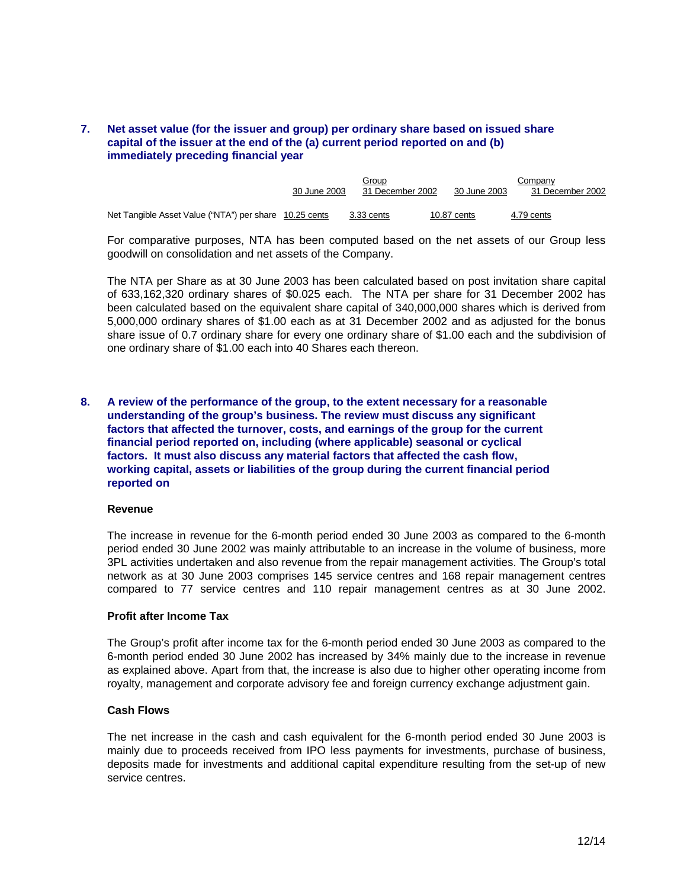**7. Net asset value (for the issuer and group) per ordinary share based on issued share capital of the issuer at the end of the (a) current period reported on and (b) immediately preceding financial year**

| | Group | | Company | |
|---|---|---|---|---|
| | 30 June 2003 | 31 December 2002 | 30 June 2003 | 31 December 2002 |
| Net Tangible Asset Value ("NTA") per share | 10.25 cents | 3.33 cents | 10.87 cents | 4.79 cents |

For comparative purposes, NTA has been computed based on the net assets of our Group less goodwill on consolidation and net assets of the Company.

The NTA per Share as at 30 June 2003 has been calculated based on post invitation share capital of 633,162,320 ordinary shares of $0.025 each. The NTA per share for 31 December 2002 has been calculated based on the equivalent share capital of 340,000,000 shares which is derived from 5,000,000 ordinary shares of $1.00 each as at 31 December 2002 and as adjusted for the bonus share issue of 0.7 ordinary share for every one ordinary share of $1.00 each and the subdivision of one ordinary share of $1.00 each into 40 Shares each thereon.

**8. A review of the performance of the group, to the extent necessary for a reasonable understanding of the group's business. The review must discuss any significant factors that affected the turnover, costs, and earnings of the group for the current financial period reported on, including (where applicable) seasonal or cyclical factors. It must also discuss any material factors that affected the cash flow, working capital, assets or liabilities of the group during the current financial period reported on**

**Revenue**

The increase in revenue for the 6-month period ended 30 June 2003 as compared to the 6-month period ended 30 June 2002 was mainly attributable to an increase in the volume of business, more 3PL activities undertaken and also revenue from the repair management activities. The Group's total network as at 30 June 2003 comprises 145 service centres and 168 repair management centres compared to 77 service centres and 110 repair management centres as at 30 June 2002.

**Profit after Income Tax**

The Group's profit after income tax for the 6-month period ended 30 June 2003 as compared to the 6-month period ended 30 June 2002 has increased by 34% mainly due to the increase in revenue as explained above. Apart from that, the increase is also due to higher other operating income from royalty, management and corporate advisory fee and foreign currency exchange adjustment gain.

**Cash Flows**

The net increase in the cash and cash equivalent for the 6-month period ended 30 June 2003 is mainly due to proceeds received from IPO less payments for investments, purchase of business, deposits made for investments and additional capital expenditure resulting from the set-up of new service centres.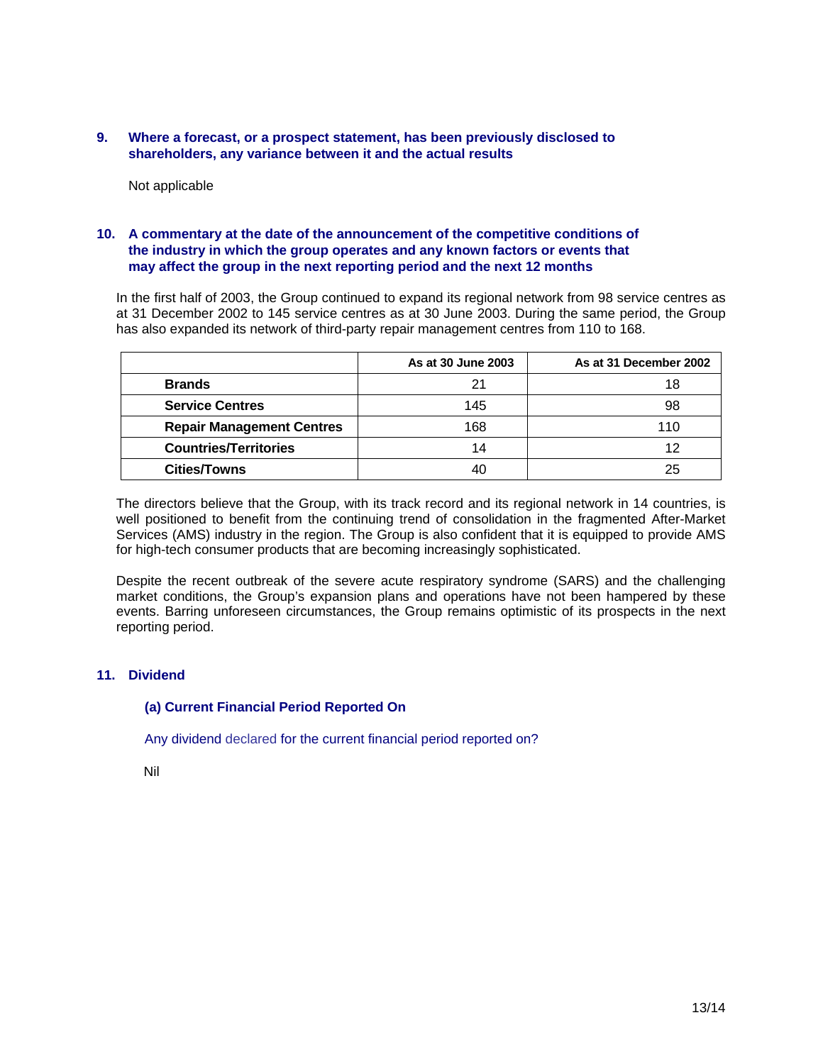## 9. Where a forecast, or a prospect statement, has been previously disclosed to shareholders, any variance between it and the actual results

Not applicable

## 10. A commentary at the date of the announcement of the competitive conditions of the industry in which the group operates and any known factors or events that may affect the group in the next reporting period and the next 12 months

In the first half of 2003, the Group continued to expand its regional network from 98 service centres as at 31 December 2002 to 145 service centres as at 30 June 2003. During the same period, the Group has also expanded its network of third-party repair management centres from 110 to 168.

| | As at 30 June 2003 | As at 31 December 2002 |
|---|---|---|
| **Brands** | 21 | 18 |
| **Service Centres** | 145 | 98 |
| **Repair Management Centres** | 168 | 110 |
| **Countries/Territories** | 14 | 12 |
| **Cities/Towns** | 40 | 25 |

The directors believe that the Group, with its track record and its regional network in 14 countries, is well positioned to benefit from the continuing trend of consolidation in the fragmented After-Market Services (AMS) industry in the region. The Group is also confident that it is equipped to provide AMS for high-tech consumer products that are becoming increasingly sophisticated.

Despite the recent outbreak of the severe acute respiratory syndrome (SARS) and the challenging market conditions, the Group's expansion plans and operations have not been hampered by these events. Barring unforeseen circumstances, the Group remains optimistic of its prospects in the next reporting period.

## 11. Dividend

### (a) Current Financial Period Reported On

Any dividend declared for the current financial period reported on?

Nil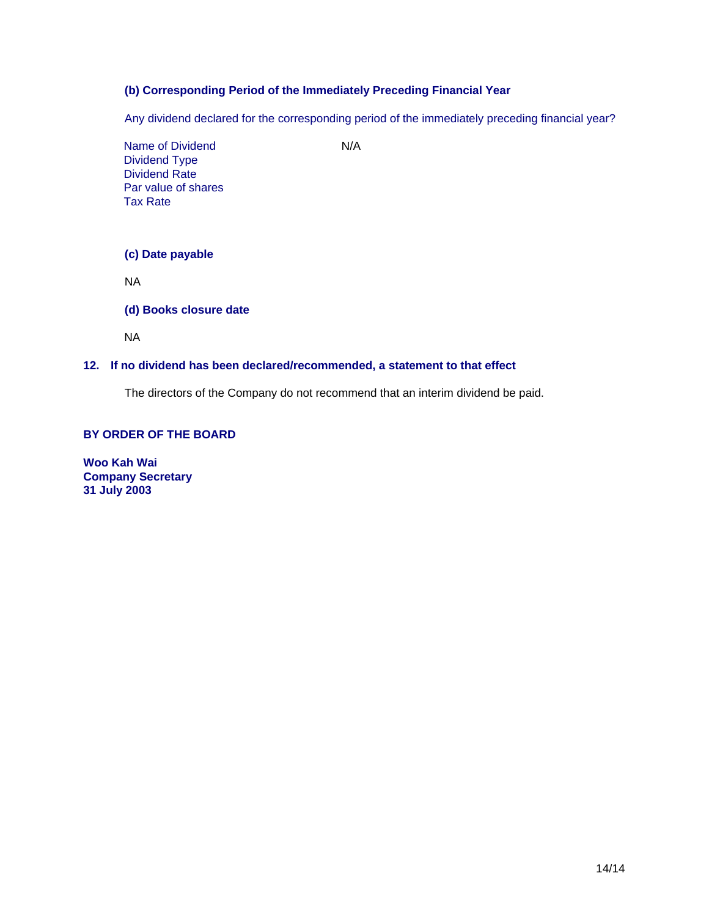### (b) Corresponding Period of the Immediately Preceding Financial Year

Any dividend declared for the corresponding period of the immediately preceding financial year?

| | |
|---|---|
| Name of Dividend | N/A |
| Dividend Type | |
| Dividend Rate | |
| Par value of shares | |
| Tax Rate | |

### (c) Date payable

NA

### (d) Books closure date

NA

## 12. If no dividend has been declared/recommended, a statement to that effect

The directors of the Company do not recommend that an interim dividend be paid.

**BY ORDER OF THE BOARD**

**Woo Kah Wai**
**Company Secretary**
**31 July 2003**